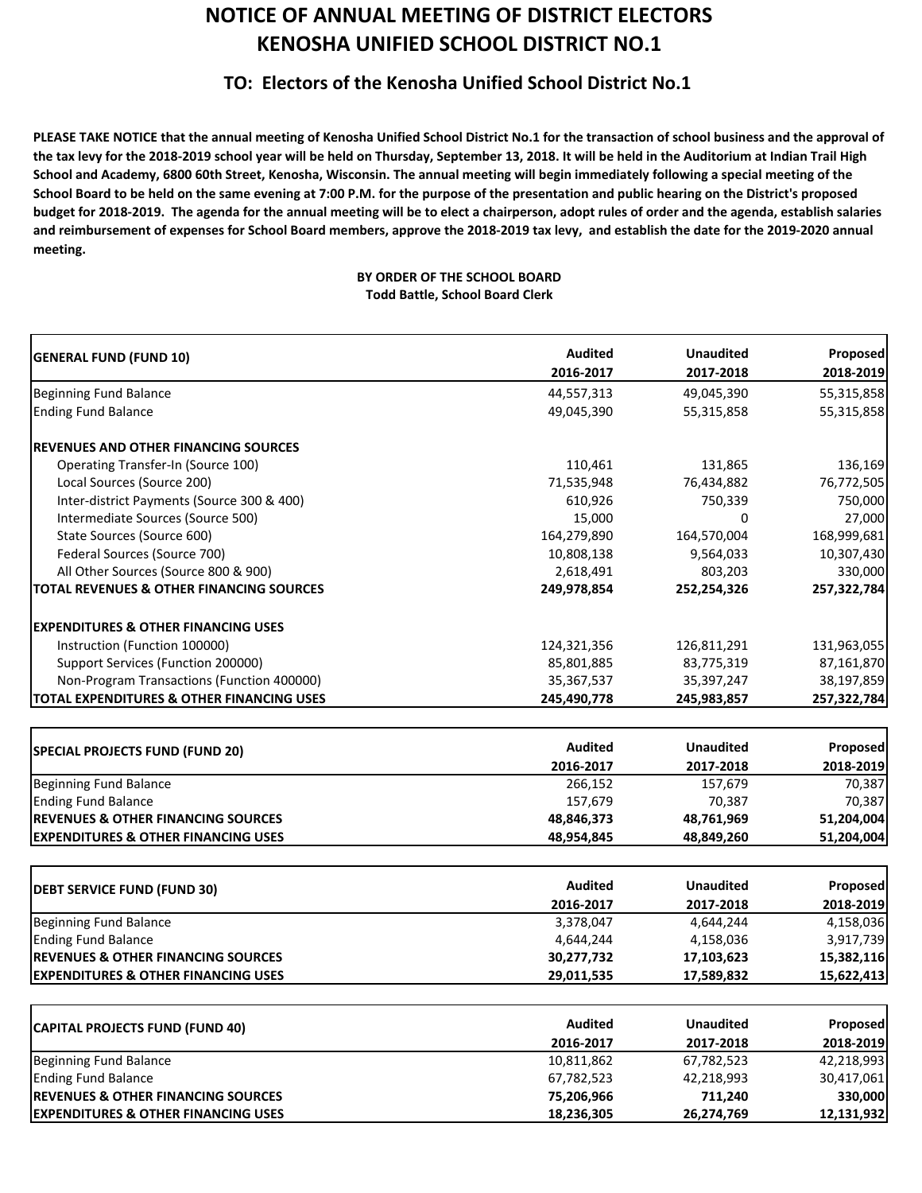# NOTICE OF ANNUAL MEETING OF DISTRICT ELECTORS
# KENOSHA UNIFIED SCHOOL DISTRICT NO.1

## TO: Electors of the Kenosha Unified School District No.1

**PLEASE TAKE NOTICE that the annual meeting of Kenosha Unified School District No.1 for the transaction of school business and the approval of the tax levy for the 2018-2019 school year will be held on Thursday, September 13, 2018. It will be held in the Auditorium at Indian Trail High School and Academy, 6800 60th Street, Kenosha, Wisconsin. The annual meeting will begin immediately following a special meeting of the School Board to be held on the same evening at 7:00 P.M. for the purpose of the presentation and public hearing on the District's proposed budget for 2018-2019. The agenda for the annual meeting will be to elect a chairperson, adopt rules of order and the agenda, establish salaries and reimbursement of expenses for School Board members, approve the 2018-2019 tax levy, and establish the date for the 2019-2020 annual meeting.**

**BY ORDER OF THE SCHOOL BOARD**
**Todd Battle, School Board Clerk**

| **GENERAL FUND (FUND 10)** | **Audited 2016-2017** | **Unaudited 2017-2018** | **Proposed 2018-2019** |
|---|---|---|---|
| Beginning Fund Balance | 44,557,313 | 49,045,390 | 55,315,858 |
| Ending Fund Balance | 49,045,390 | 55,315,858 | 55,315,858 |
| | | | |
| **REVENUES AND OTHER FINANCING SOURCES** | | | |
| Operating Transfer-In (Source 100) | 110,461 | 131,865 | 136,169 |
| Local Sources (Source 200) | 71,535,948 | 76,434,882 | 76,772,505 |
| Inter-district Payments (Source 300 & 400) | 610,926 | 750,339 | 750,000 |
| Intermediate Sources (Source 500) | 15,000 | 0 | 27,000 |
| State Sources (Source 600) | 164,279,890 | 164,570,004 | 168,999,681 |
| Federal Sources (Source 700) | 10,808,138 | 9,564,033 | 10,307,430 |
| All Other Sources (Source 800 & 900) | 2,618,491 | 803,203 | 330,000 |
| **TOTAL REVENUES & OTHER FINANCING SOURCES** | **249,978,854** | **252,254,326** | **257,322,784** |
| | | | |
| **EXPENDITURES & OTHER FINANCING USES** | | | |
| Instruction (Function 100000) | 124,321,356 | 126,811,291 | 131,963,055 |
| Support Services (Function 200000) | 85,801,885 | 83,775,319 | 87,161,870 |
| Non-Program Transactions (Function 400000) | 35,367,537 | 35,397,247 | 38,197,859 |
| **TOTAL EXPENDITURES & OTHER FINANCING USES** | **245,490,778** | **245,983,857** | **257,322,784** |

| **SPECIAL PROJECTS FUND (FUND 20)** | **Audited 2016-2017** | **Unaudited 2017-2018** | **Proposed 2018-2019** |
|---|---|---|---|
| Beginning Fund Balance | 266,152 | 157,679 | 70,387 |
| Ending Fund Balance | 157,679 | 70,387 | 70,387 |
| **REVENUES & OTHER FINANCING SOURCES** | **48,846,373** | **48,761,969** | **51,204,004** |
| **EXPENDITURES & OTHER FINANCING USES** | **48,954,845** | **48,849,260** | **51,204,004** |

| **DEBT SERVICE FUND (FUND 30)** | **Audited 2016-2017** | **Unaudited 2017-2018** | **Proposed 2018-2019** |
|---|---|---|---|
| Beginning Fund Balance | 3,378,047 | 4,644,244 | 4,158,036 |
| Ending Fund Balance | 4,644,244 | 4,158,036 | 3,917,739 |
| **REVENUES & OTHER FINANCING SOURCES** | **30,277,732** | **17,103,623** | **15,382,116** |
| **EXPENDITURES & OTHER FINANCING USES** | **29,011,535** | **17,589,832** | **15,622,413** |

| **CAPITAL PROJECTS FUND (FUND 40)** | **Audited 2016-2017** | **Unaudited 2017-2018** | **Proposed 2018-2019** |
|---|---|---|---|
| Beginning Fund Balance | 10,811,862 | 67,782,523 | 42,218,993 |
| Ending Fund Balance | 67,782,523 | 42,218,993 | 30,417,061 |
| **REVENUES & OTHER FINANCING SOURCES** | **75,206,966** | **711,240** | **330,000** |
| **EXPENDITURES & OTHER FINANCING USES** | **18,236,305** | **26,274,769** | **12,131,932** |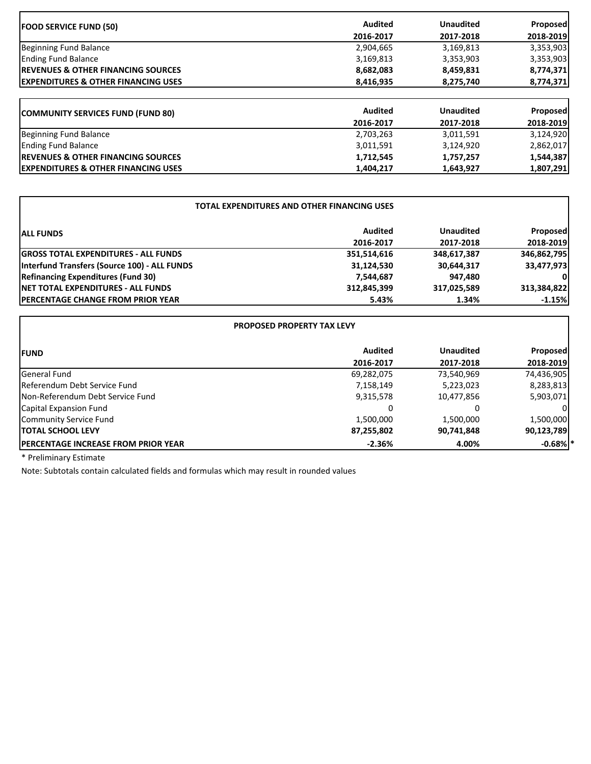| **FOOD SERVICE FUND (50)** | **Audited 2016-2017** | **Unaudited 2017-2018** | **Proposed 2018-2019** |
|---|---|---|---|
| Beginning Fund Balance | 2,904,665 | 3,169,813 | 3,353,903 |
| Ending Fund Balance | 3,169,813 | 3,353,903 | 3,353,903 |
| **REVENUES & OTHER FINANCING SOURCES** | **8,682,083** | **8,459,831** | **8,774,371** |
| **EXPENDITURES & OTHER FINANCING USES** | **8,416,935** | **8,275,740** | **8,774,371** |

| **COMMUNITY SERVICES FUND (FUND 80)** | **Audited 2016-2017** | **Unaudited 2017-2018** | **Proposed 2018-2019** |
|---|---|---|---|
| Beginning Fund Balance | 2,703,263 | 3,011,591 | 3,124,920 |
| Ending Fund Balance | 3,011,591 | 3,124,920 | 2,862,017 |
| **REVENUES & OTHER FINANCING SOURCES** | **1,712,545** | **1,757,257** | **1,544,387** |
| **EXPENDITURES & OTHER FINANCING USES** | **1,404,217** | **1,643,927** | **1,807,291** |

**TOTAL EXPENDITURES AND OTHER FINANCING USES**

| **ALL FUNDS** | **Audited 2016-2017** | **Unaudited 2017-2018** | **Proposed 2018-2019** |
|---|---|---|---|
| **GROSS TOTAL EXPENDITURES - ALL FUNDS** | **351,514,616** | **348,617,387** | **346,862,795** |
| **Interfund Transfers (Source 100) - ALL FUNDS** | **31,124,530** | **30,644,317** | **33,477,973** |
| **Refinancing Expenditures (Fund 30)** | **7,544,687** | **947,480** | **0** |
| **NET TOTAL EXPENDITURES - ALL FUNDS** | **312,845,399** | **317,025,589** | **313,384,822** |
| **PERCENTAGE CHANGE FROM PRIOR YEAR** | **5.43%** | **1.34%** | **-1.15%** |

**PROPOSED PROPERTY TAX LEVY**

| **FUND** | **Audited 2016-2017** | **Unaudited 2017-2018** | **Proposed 2018-2019** |
|---|---|---|---|
| General Fund | 69,282,075 | 73,540,969 | 74,436,905 |
| Referendum Debt Service Fund | 7,158,149 | 5,223,023 | 8,283,813 |
| Non-Referendum Debt Service Fund | 9,315,578 | 10,477,856 | 5,903,071 |
| Capital Expansion Fund | 0 | 0 | 0 |
| Community Service Fund | 1,500,000 | 1,500,000 | 1,500,000 |
| **TOTAL SCHOOL LEVY** | **87,255,802** | **90,741,848** | **90,123,789** |
| **PERCENTAGE INCREASE FROM PRIOR YEAR** | **-2.36%** | **4.00%** | **-0.68%** * |

* Preliminary Estimate

Note: Subtotals contain calculated fields and formulas which may result in rounded values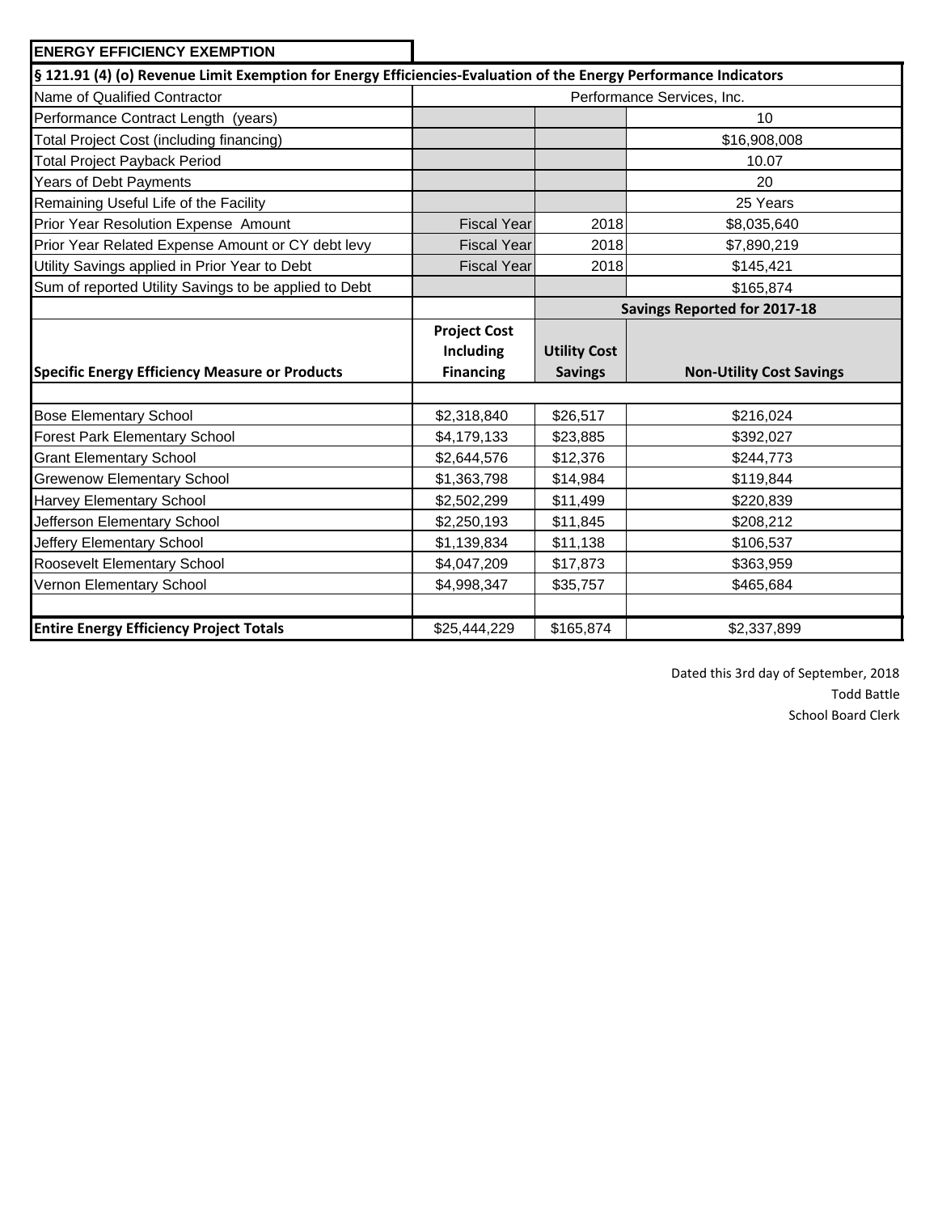| ENERGY EFFICIENCY EXEMPTION | | | |
| --- | --- | --- | --- |
| **§ 121.91 (4) (o) Revenue Limit Exemption for Energy Efficiencies-Evaluation of the Energy Performance Indicators** | | | |
| Name of Qualified Contractor | Performance Services, Inc. | | |
| Performance Contract Length (years) | | | 10 |
| Total Project Cost (including financing) | | | $16,908,008 |
| Total Project Payback Period | | | 10.07 |
| Years of Debt Payments | | | 20 |
| Remaining Useful Life of the Facility | | | 25 Years |
| Prior Year Resolution Expense Amount | Fiscal Year | 2018 | $8,035,640 |
| Prior Year Related Expense Amount or CY debt levy | Fiscal Year | 2018 | $7,890,219 |
| Utility Savings applied in Prior Year to Debt | Fiscal Year | 2018 | $145,421 |
| Sum of reported Utility Savings to be applied to Debt | | | $165,874 |
| | | **Savings Reported for 2017-18** | |
| **Specific Energy Efficiency Measure or Products** | **Project Cost Including Financing** | **Utility Cost Savings** | **Non-Utility Cost Savings** |
| | | | |
| Bose Elementary School | $2,318,840 | $26,517 | $216,024 |
| Forest Park Elementary School | $4,179,133 | $23,885 | $392,027 |
| Grant Elementary School | $2,644,576 | $12,376 | $244,773 |
| Grewenow Elementary School | $1,363,798 | $14,984 | $119,844 |
| Harvey Elementary School | $2,502,299 | $11,499 | $220,839 |
| Jefferson Elementary School | $2,250,193 | $11,845 | $208,212 |
| Jeffery Elementary School | $1,139,834 | $11,138 | $106,537 |
| Roosevelt Elementary School | $4,047,209 | $17,873 | $363,959 |
| Vernon Elementary School | $4,998,347 | $35,757 | $465,684 |
| | | | |
| **Entire Energy Efficiency Project Totals** | $25,444,229 | $165,874 | $2,337,899 |

Dated this 3rd day of September, 2018

Todd Battle

School Board Clerk